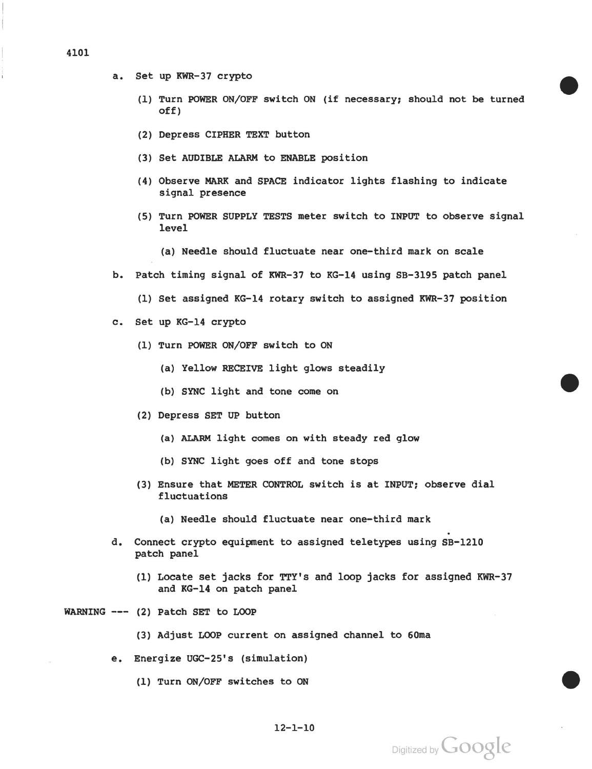4101

a. Set up KWR-37 crypto

   (1) Turn POWER ON/OFF switch ON (if necessary; should not be turned off)

   (2) Depress CIPHER TEXT button

   (3) Set AUDIBLE ALARM to ENABLE position

   (4) Observe MARK and SPACE indicator lights flashing to indicate signal presence

   (5) Turn POWER SUPPLY TESTS meter switch to INPUT to observe signal level

      (a) Needle should fluctuate near one-third mark on scale

b. Patch timing signal of KWR-37 to KG-14 using SB-3195 patch panel

   (1) Set assigned KG-14 rotary switch to assigned KWR-37 position

c. Set up KG-14 crypto

   (1) Turn POWER ON/OFF switch to ON

      (a) Yellow RECEIVE light glows steadily

      (b) SYNC light and tone come on

   (2) Depress SET UP button

      (a) ALARM light comes on with steady red glow

      (b) SYNC light goes off and tone stops

   (3) Ensure that METER CONTROL switch is at INPUT; observe dial fluctuations

      (a) Needle should fluctuate near one-third mark

d. Connect crypto equipment to assigned teletypes using SB-1210 patch panel

   (1) Locate set jacks for TTY's and loop jacks for assigned KWR-37 and KG-14 on patch panel

WARNING --- (2) Patch SET to LOOP

   (3) Adjust LOOP current on assigned channel to 60ma

e. Energize UGC-25's (simulation)

   (1) Turn ON/OFF switches to ON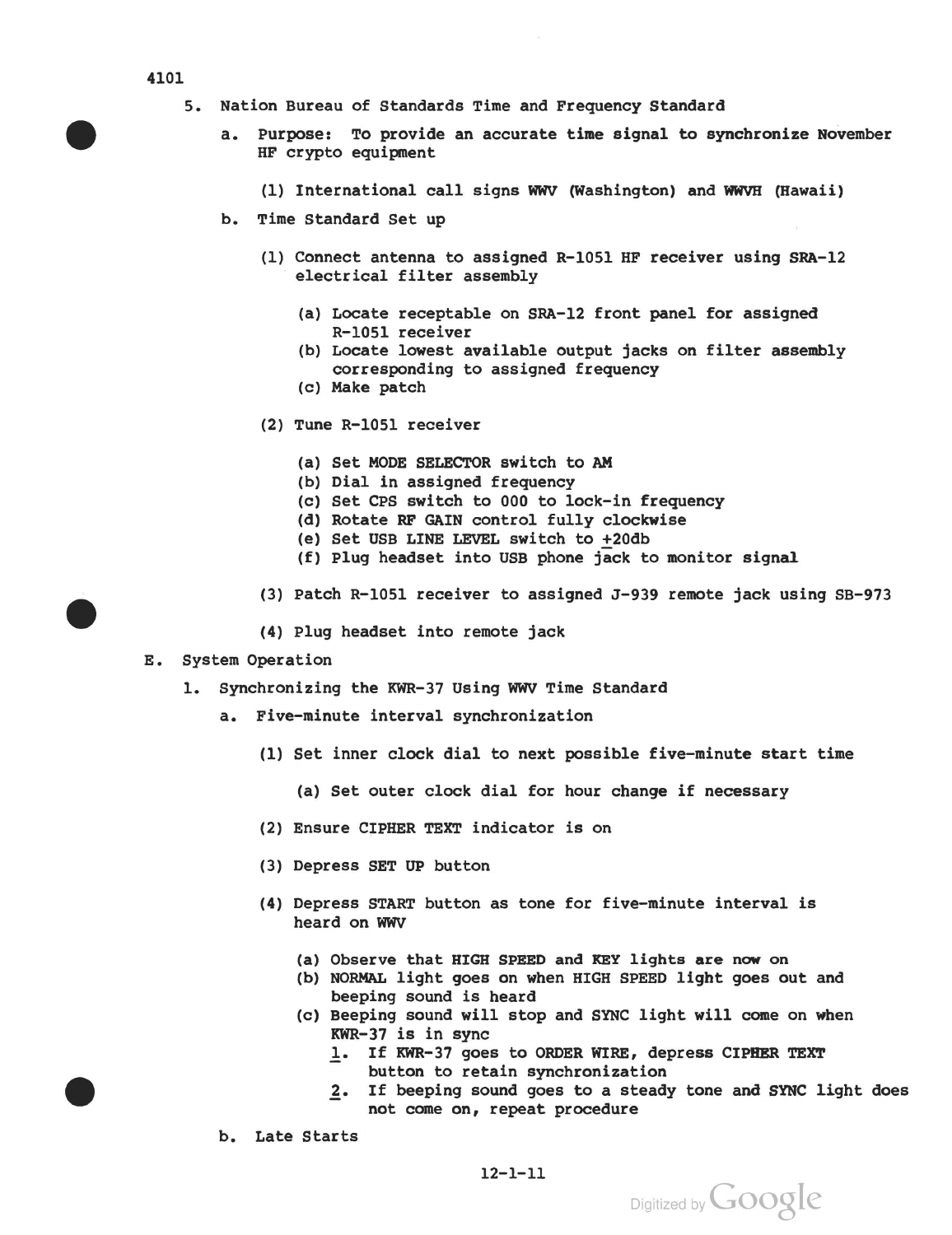5. Nation Bureau of Standards Time and Frequency Standard

   a. Purpose: To provide an accurate time signal to synchronize November HF crypto equipment

      (1) International call signs WWV (Washington) and WWVH (Hawaii)

   b. Time Standard Set up

      (1) Connect antenna to assigned R-1051 HF receiver using SRA-12 electrical filter assembly

         (a) Locate receptable on SRA-12 front panel for assigned R-1051 receiver
         (b) Locate lowest available output jacks on filter assembly corresponding to assigned frequency
         (c) Make patch

      (2) Tune R-1051 receiver

         (a) Set MODE SELECTOR switch to AM
         (b) Dial in assigned frequency
         (c) Set CPS switch to 000 to lock-in frequency
         (d) Rotate RF GAIN control fully clockwise
         (e) Set USB LINE LEVEL switch to +20db
         (f) Plug headset into USB phone jack to monitor signal

      (3) Patch R-1051 receiver to assigned J-939 remote jack using SB-973

      (4) Plug headset into remote jack

E. System Operation

1. Synchronizing the KWR-37 Using WWV Time Standard

   a. Five-minute interval synchronization

      (1) Set inner clock dial to next possible five-minute start time

         (a) Set outer clock dial for hour change if necessary

      (2) Ensure CIPHER TEXT indicator is on

      (3) Depress SET UP button

      (4) Depress START button as tone for five-minute interval is heard on WWV

         (a) Observe that HIGH SPEED and KEY lights are now on
         (b) NORMAL light goes on when HIGH SPEED light goes out and beeping sound is heard
         (c) Beeping sound will stop and SYNC light will come on when KWR-37 is in sync
            1. If KWR-37 goes to ORDER WIRE, depress CIPHER TEXT button to retain synchronization
            2. If beeping sound goes to a steady tone and SYNC light does not come on, repeat procedure

   b. Late Starts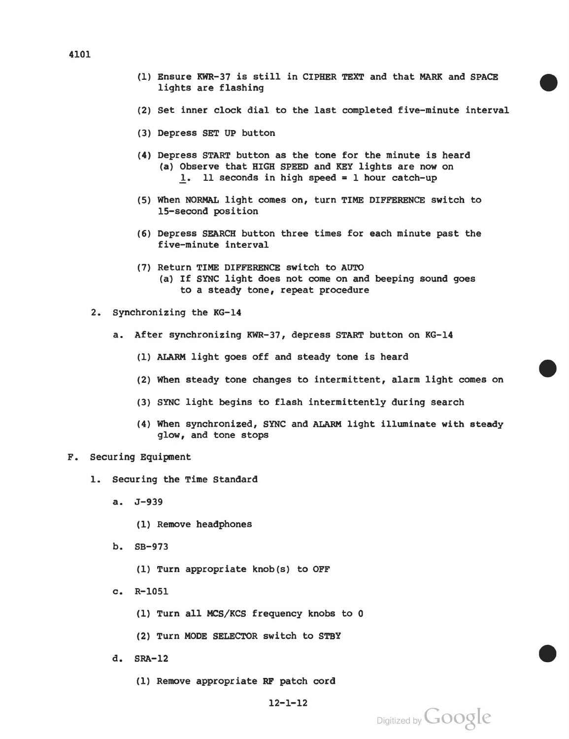(1) Ensure KWR-37 is still in CIPHER TEXT and that MARK and SPACE lights are flashing

(2) Set inner clock dial to the last completed five-minute interval

(3) Depress SET UP button

(4) Depress START button as the tone for the minute is heard
    (a) Observe that HIGH SPEED and KEY lights are now on
        1. 11 seconds in high speed = 1 hour catch-up

(5) When NORMAL light comes on, turn TIME DIFFERENCE switch to 15-second position

(6) Depress SEARCH button three times for each minute past the five-minute interval

(7) Return TIME DIFFERENCE switch to AUTO
    (a) If SYNC light does not come on and beeping sound goes to a steady tone, repeat procedure

2. Synchronizing the KG-14

a. After synchronizing KWR-37, depress START button on KG-14

(1) ALARM light goes off and steady tone is heard

(2) When steady tone changes to intermittent, alarm light comes on

(3) SYNC light begins to flash intermittently during search

(4) When synchronized, SYNC and ALARM light illuminate with steady glow, and tone stops

F. Securing Equipment

1. Securing the Time Standard

a. J-939

(1) Remove headphones

b. SB-973

(1) Turn appropriate knob(s) to OFF

c. R-1051

(1) Turn all MCS/KCS frequency knobs to 0

(2) Turn MODE SELECTOR switch to STBY

d. SRA-12

(1) Remove appropriate RF patch cord